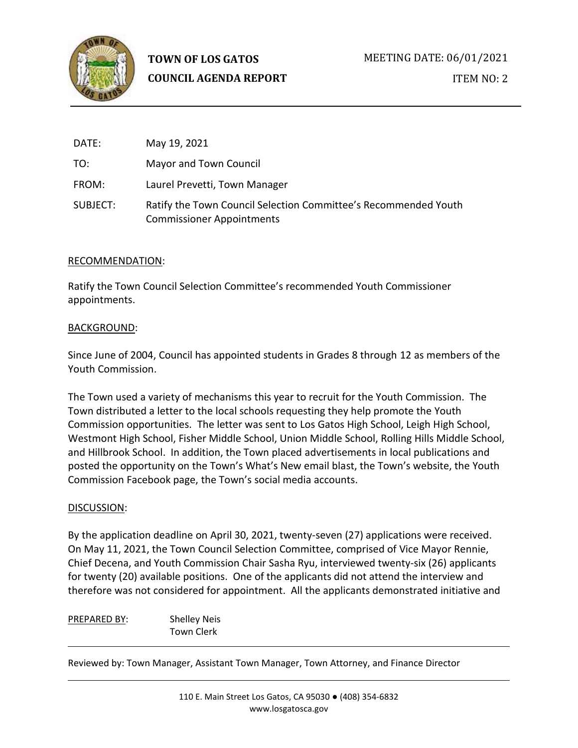**TOWN OF LOS GATOS**
**COUNCIL AGENDA REPORT**

MEETING DATE: 06/01/2021

ITEM NO: 2

DATE: May 19, 2021

TO: Mayor and Town Council

FROM: Laurel Prevetti, Town Manager

SUBJECT: Ratify the Town Council Selection Committee's Recommended Youth Commissioner Appointments

RECOMMENDATION:

Ratify the Town Council Selection Committee's recommended Youth Commissioner appointments.

BACKGROUND:

Since June of 2004, Council has appointed students in Grades 8 through 12 as members of the Youth Commission.

The Town used a variety of mechanisms this year to recruit for the Youth Commission. The Town distributed a letter to the local schools requesting they help promote the Youth Commission opportunities. The letter was sent to Los Gatos High School, Leigh High School, Westmont High School, Fisher Middle School, Union Middle School, Rolling Hills Middle School, and Hillbrook School. In addition, the Town placed advertisements in local publications and posted the opportunity on the Town's What's New email blast, the Town's website, the Youth Commission Facebook page, the Town's social media accounts.

DISCUSSION:

By the application deadline on April 30, 2021, twenty-seven (27) applications were received. On May 11, 2021, the Town Council Selection Committee, comprised of Vice Mayor Rennie, Chief Decena, and Youth Commission Chair Sasha Ryu, interviewed twenty-six (26) applicants for twenty (20) available positions. One of the applicants did not attend the interview and therefore was not considered for appointment. All the applicants demonstrated initiative and

PREPARED BY: Shelley Neis
Town Clerk

Reviewed by: Town Manager, Assistant Town Manager, Town Attorney, and Finance Director

110 E. Main Street Los Gatos, CA 95030 ● (408) 354-6832
www.losgatosca.gov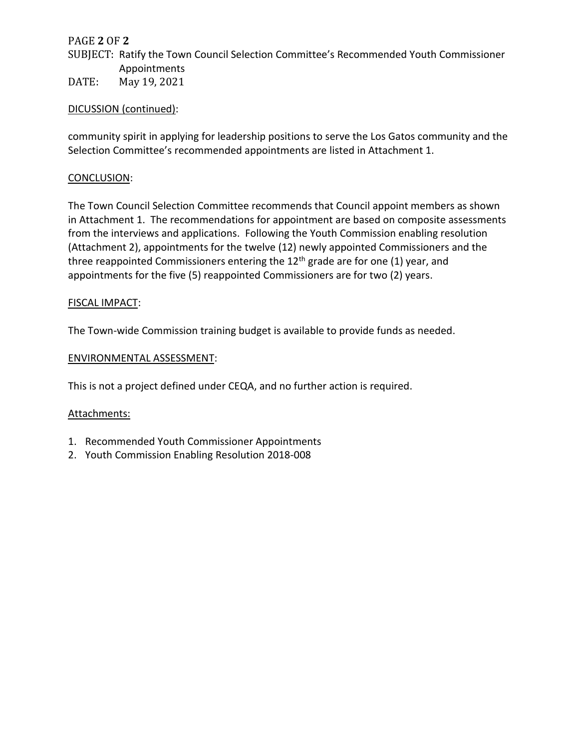SUBJECT: Ratify the Town Council Selection Committee's Recommended Youth Commissioner Appointments
DATE: May 19, 2021

DICUSSION (continued):

community spirit in applying for leadership positions to serve the Los Gatos community and the Selection Committee's recommended appointments are listed in Attachment 1.

CONCLUSION:

The Town Council Selection Committee recommends that Council appoint members as shown in Attachment 1. The recommendations for appointment are based on composite assessments from the interviews and applications. Following the Youth Commission enabling resolution (Attachment 2), appointments for the twelve (12) newly appointed Commissioners and the three reappointed Commissioners entering the 12th grade are for one (1) year, and appointments for the five (5) reappointed Commissioners are for two (2) years.

FISCAL IMPACT:

The Town-wide Commission training budget is available to provide funds as needed.

ENVIRONMENTAL ASSESSMENT:

This is not a project defined under CEQA, and no further action is required.

Attachments:

1. Recommended Youth Commissioner Appointments
2. Youth Commission Enabling Resolution 2018-008